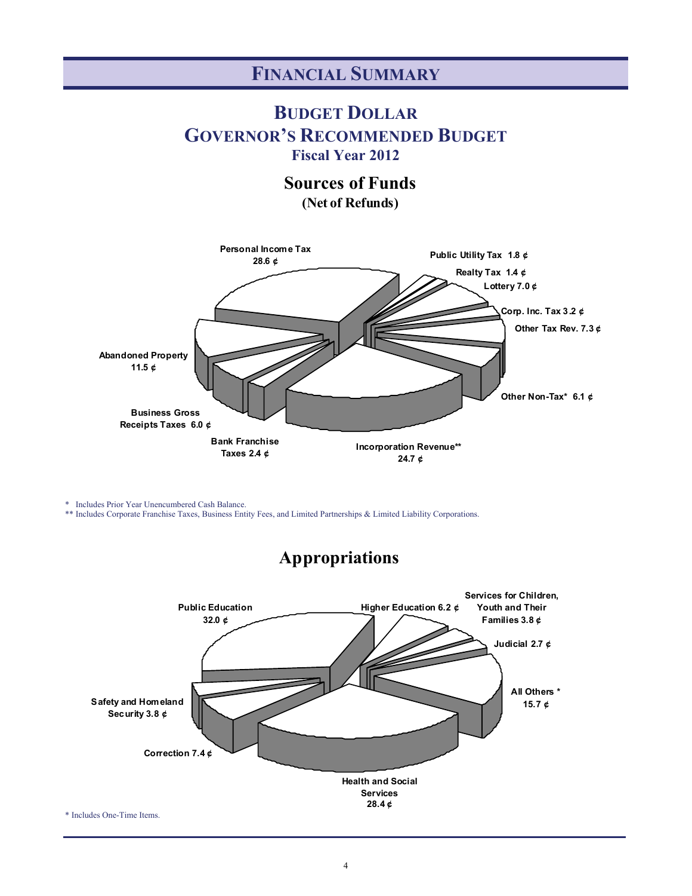# FINANCIAL SUMMARY

## BUDGET DOLLAR
## GOVERNOR'S RECOMMENDED BUDGET
### Fiscal Year 2012

### Sources of Funds
**(Net of Refunds)**

Personal Income Tax 28.6 ¢

Public Utility Tax 1.8 ¢

Realty Tax 1.4 ¢

Lottery 7.0 ¢

Corp. Inc. Tax 3.2 ¢

Other Tax Rev. 7.3 ¢

Other Non-Tax* 6.1 ¢

Incorporation Revenue** 24.7 ¢

Bank Franchise Taxes 2.4 ¢

Business Gross Receipts Taxes 6.0 ¢

Abandoned Property 11.5 ¢

\* Includes Prior Year Unencumbered Cash Balance.

\*\* Includes Corporate Franchise Taxes, Business Entity Fees, and Limited Partnerships & Limited Liability Corporations.

### Appropriations

Public Education 32.0 ¢

Higher Education 6.2 ¢

Services for Children, Youth and Their Families 3.8 ¢

Judicial 2.7 ¢

All Others * 15.7 ¢

Health and Social Services 28.4 ¢

Correction 7.4 ¢

Safety and Homeland Security 3.8 ¢

\* Includes One-Time Items.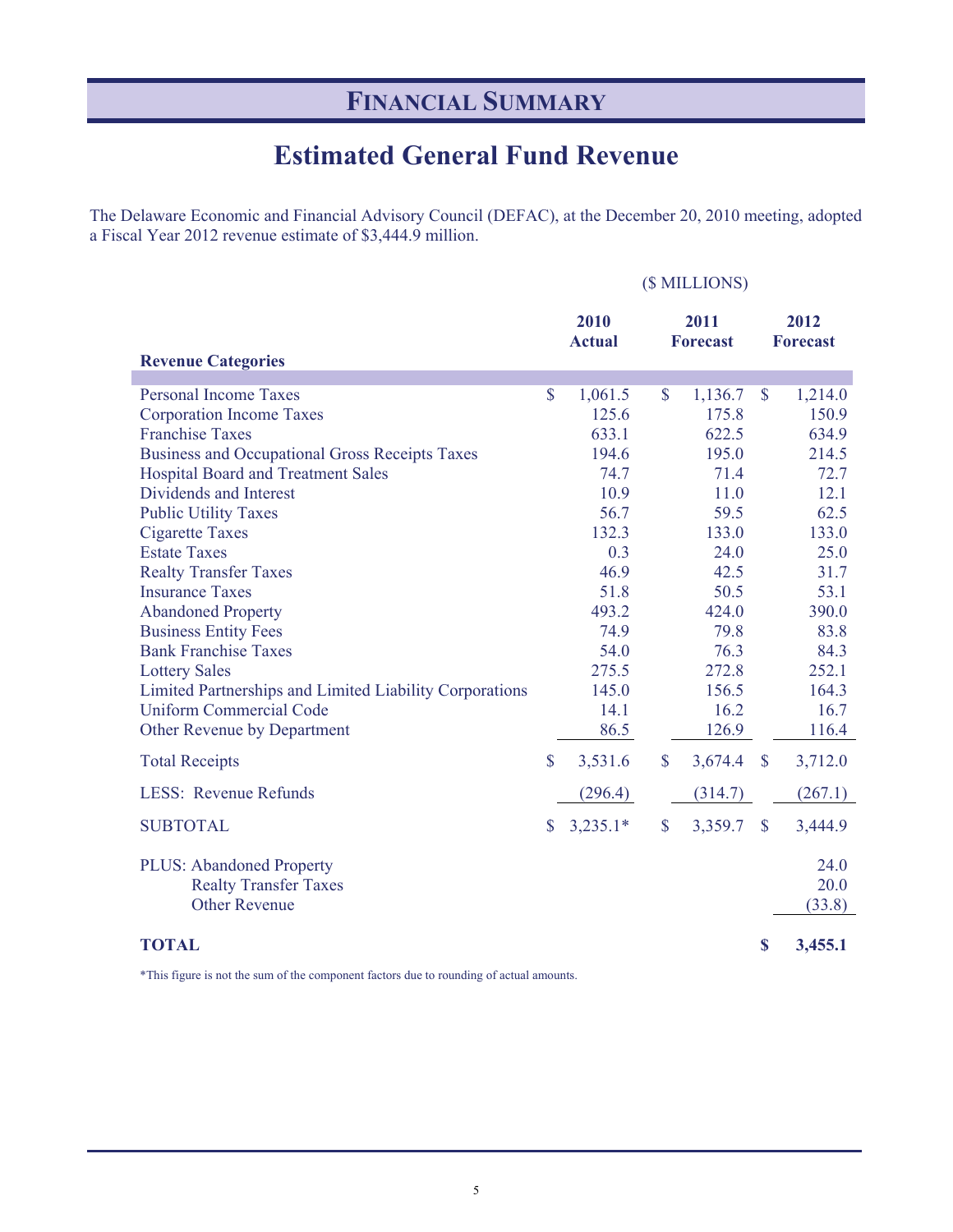# FINANCIAL SUMMARY

## Estimated General Fund Revenue

The Delaware Economic and Financial Advisory Council (DEFAC), at the December 20, 2010 meeting, adopted a Fiscal Year 2012 revenue estimate of $3,444.9 million.

($ MILLIONS)

| Revenue Categories | 2010 Actual | 2011 Forecast | 2012 Forecast |
|---|---|---|---|
| Personal Income Taxes | $ 1,061.5 | $ 1,136.7 | $ 1,214.0 |
| Corporation Income Taxes | 125.6 | 175.8 | 150.9 |
| Franchise Taxes | 633.1 | 622.5 | 634.9 |
| Business and Occupational Gross Receipts Taxes | 194.6 | 195.0 | 214.5 |
| Hospital Board and Treatment Sales | 74.7 | 71.4 | 72.7 |
| Dividends and Interest | 10.9 | 11.0 | 12.1 |
| Public Utility Taxes | 56.7 | 59.5 | 62.5 |
| Cigarette Taxes | 132.3 | 133.0 | 133.0 |
| Estate Taxes | 0.3 | 24.0 | 25.0 |
| Realty Transfer Taxes | 46.9 | 42.5 | 31.7 |
| Insurance Taxes | 51.8 | 50.5 | 53.1 |
| Abandoned Property | 493.2 | 424.0 | 390.0 |
| Business Entity Fees | 74.9 | 79.8 | 83.8 |
| Bank Franchise Taxes | 54.0 | 76.3 | 84.3 |
| Lottery Sales | 275.5 | 272.8 | 252.1 |
| Limited Partnerships and Limited Liability Corporations | 145.0 | 156.5 | 164.3 |
| Uniform Commercial Code | 14.1 | 16.2 | 16.7 |
| Other Revenue by Department | 86.5 | 126.9 | 116.4 |
| Total Receipts | $ 3,531.6 | $ 3,674.4 | $ 3,712.0 |
| LESS: Revenue Refunds | (296.4) | (314.7) | (267.1) |
| SUBTOTAL | $ 3,235.1* | $ 3,359.7 | $ 3,444.9 |
| PLUS: Abandoned Property | | | 24.0 |
| Realty Transfer Taxes | | | 20.0 |
| Other Revenue | | | (33.8) |
| **TOTAL** | | | **$ 3,455.1** |

*This figure is not the sum of the component factors due to rounding of actual amounts.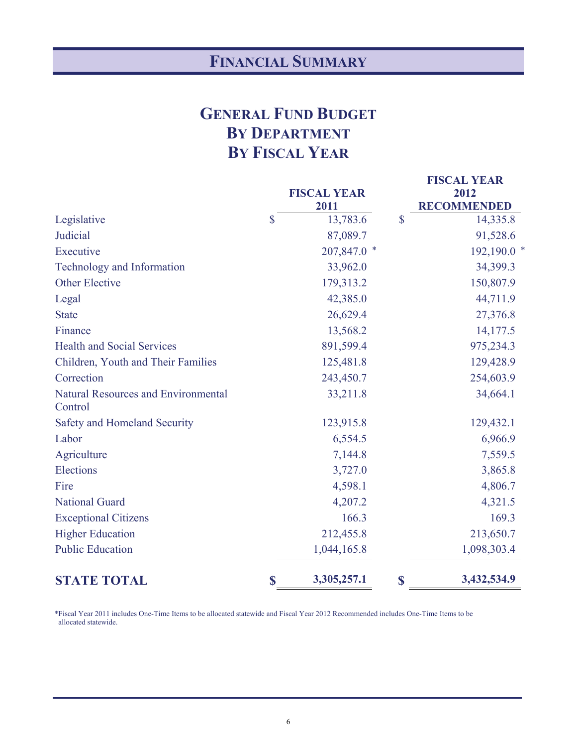# Financial Summary

## General Fund Budget
## By Department
## By Fiscal Year

| | Fiscal Year 2011 | Fiscal Year 2012 Recommended |
|---|---|---|
| Legislative | $ 13,783.6 | $ 14,335.8 |
| Judicial | 87,089.7 | 91,528.6 |
| Executive | 207,847.0 * | 192,190.0 * |
| Technology and Information | 33,962.0 | 34,399.3 |
| Other Elective | 179,313.2 | 150,807.9 |
| Legal | 42,385.0 | 44,711.9 |
| State | 26,629.4 | 27,376.8 |
| Finance | 13,568.2 | 14,177.5 |
| Health and Social Services | 891,599.4 | 975,234.3 |
| Children, Youth and Their Families | 125,481.8 | 129,428.9 |
| Correction | 243,450.7 | 254,603.9 |
| Natural Resources and Environmental Control | 33,211.8 | 34,664.1 |
| Safety and Homeland Security | 123,915.8 | 129,432.1 |
| Labor | 6,554.5 | 6,966.9 |
| Agriculture | 7,144.8 | 7,559.5 |
| Elections | 3,727.0 | 3,865.8 |
| Fire | 4,598.1 | 4,806.7 |
| National Guard | 4,207.2 | 4,321.5 |
| Exceptional Citizens | 166.3 | 169.3 |
| Higher Education | 212,455.8 | 213,650.7 |
| Public Education | 1,044,165.8 | 1,098,303.4 |
| **STATE TOTAL** | **$ 3,305,257.1** | **$ 3,432,534.9** |

*Fiscal Year 2011 includes One-Time Items to be allocated statewide and Fiscal Year 2012 Recommended includes One-Time Items to be allocated statewide.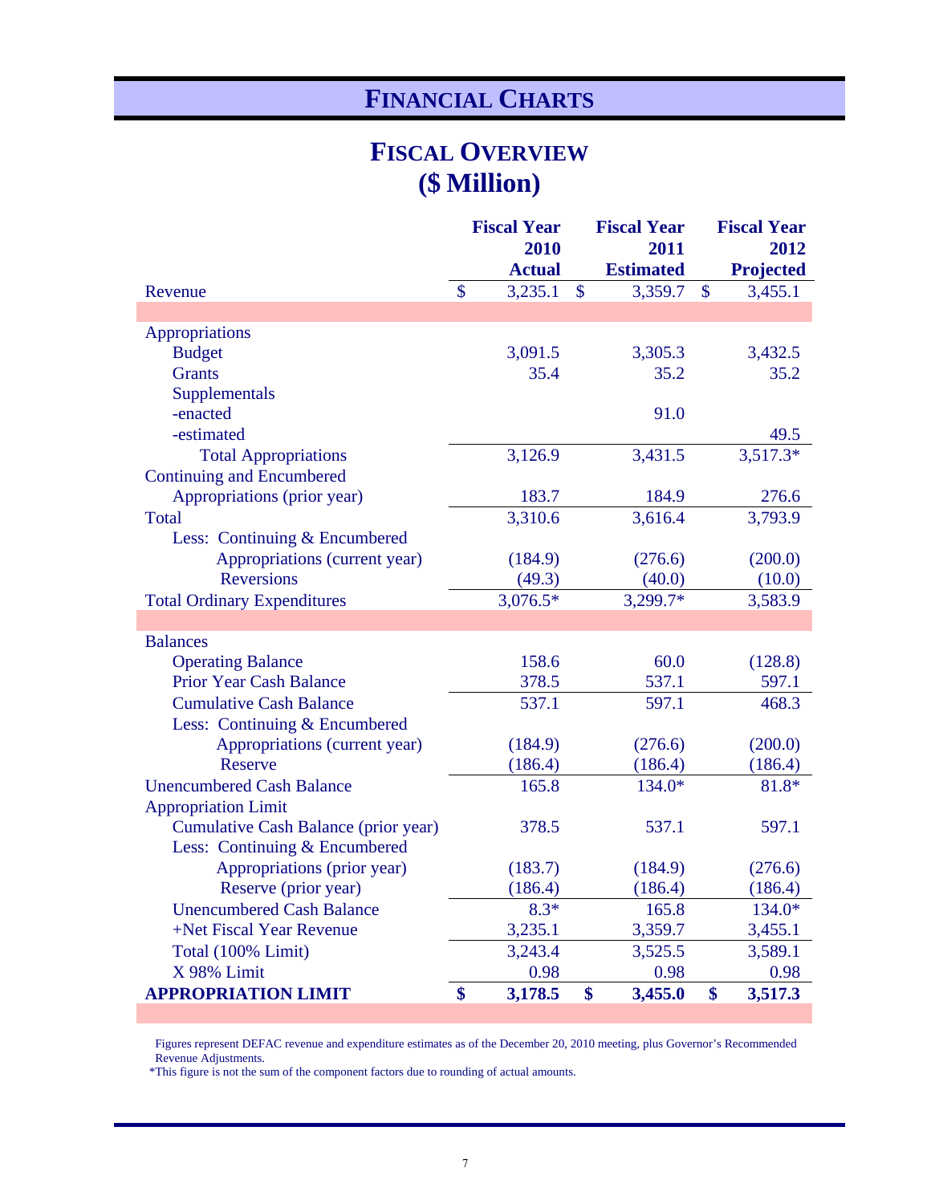# FINANCIAL CHARTS

## FISCAL OVERVIEW
## ($ Million)

| | Fiscal Year 2010 Actual | Fiscal Year 2011 Estimated | Fiscal Year 2012 Projected |
|---|---|---|---|
| Revenue | $ 3,235.1 | $ 3,359.7 | $ 3,455.1 |
| | | | |
| Appropriations | | | |
| Budget | 3,091.5 | 3,305.3 | 3,432.5 |
| Grants | 35.4 | 35.2 | 35.2 |
| Supplementals | | | |
| -enacted | | 91.0 | |
| -estimated | | | 49.5 |
| Total Appropriations | 3,126.9 | 3,431.5 | 3,517.3* |
| Continuing and Encumbered | | | |
| Appropriations (prior year) | 183.7 | 184.9 | 276.6 |
| Total | 3,310.6 | 3,616.4 | 3,793.9 |
| Less: Continuing & Encumbered | | | |
| Appropriations (current year) | (184.9) | (276.6) | (200.0) |
| Reversions | (49.3) | (40.0) | (10.0) |
| Total Ordinary Expenditures | 3,076.5* | 3,299.7* | 3,583.9 |
| | | | |
| Balances | | | |
| Operating Balance | 158.6 | 60.0 | (128.8) |
| Prior Year Cash Balance | 378.5 | 537.1 | 597.1 |
| Cumulative Cash Balance | 537.1 | 597.1 | 468.3 |
| Less: Continuing & Encumbered | | | |
| Appropriations (current year) | (184.9) | (276.6) | (200.0) |
| Reserve | (186.4) | (186.4) | (186.4) |
| Unencumbered Cash Balance | 165.8 | 134.0* | 81.8* |
| Appropriation Limit | | | |
| Cumulative Cash Balance (prior year) | 378.5 | 537.1 | 597.1 |
| Less: Continuing & Encumbered | | | |
| Appropriations (prior year) | (183.7) | (184.9) | (276.6) |
| Reserve (prior year) | (186.4) | (186.4) | (186.4) |
| Unencumbered Cash Balance | 8.3* | 165.8 | 134.0* |
| +Net Fiscal Year Revenue | 3,235.1 | 3,359.7 | 3,455.1 |
| Total (100% Limit) | 3,243.4 | 3,525.5 | 3,589.1 |
| X 98% Limit | 0.98 | 0.98 | 0.98 |
| **APPROPRIATION LIMIT** | **$ 3,178.5** | **$ 3,455.0** | **$ 3,517.3** |

Figures represent DEFAC revenue and expenditure estimates as of the December 20, 2010 meeting, plus Governor's Recommended Revenue Adjustments.

*This figure is not the sum of the component factors due to rounding of actual amounts.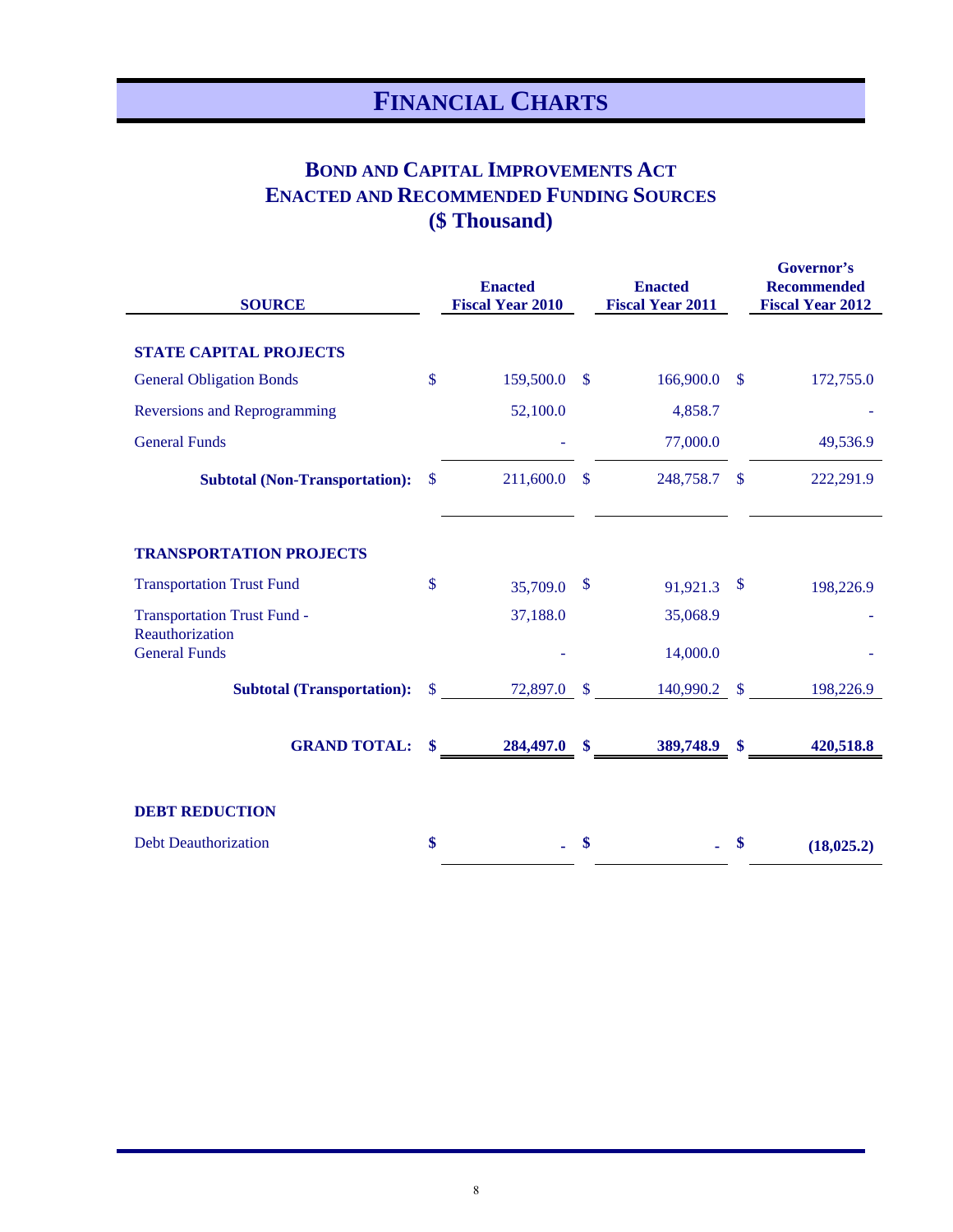# FINANCIAL CHARTS

## BOND AND CAPITAL IMPROVEMENTS ACT
## ENACTED AND RECOMMENDED FUNDING SOURCES
## ($ Thousand)

| SOURCE | Enacted Fiscal Year 2010 | Enacted Fiscal Year 2011 | Governor's Recommended Fiscal Year 2012 |
|---|---|---|---|
| **STATE CAPITAL PROJECTS** | | | |
| General Obligation Bonds | $ 159,500.0 | $ 166,900.0 | $ 172,755.0 |
| Reversions and Reprogramming | 52,100.0 | 4,858.7 | - |
| General Funds | - | 77,000.0 | 49,536.9 |
| **Subtotal (Non-Transportation):** | $ 211,600.0 | $ 248,758.7 | $ 222,291.9 |
| **TRANSPORTATION PROJECTS** | | | |
| Transportation Trust Fund | $ 35,709.0 | $ 91,921.3 | $ 198,226.9 |
| Transportation Trust Fund - Reauthorization | 37,188.0 | 35,068.9 | - |
| General Funds | - | 14,000.0 | - |
| **Subtotal (Transportation):** | $ 72,897.0 | $ 140,990.2 | $ 198,226.9 |
| **GRAND TOTAL:** | **$ 284,497.0** | **$ 389,748.9** | **$ 420,518.8** |
| **DEBT REDUCTION** | | | |
| Debt Deauthorization | **$ -** | **$ -** | **$ (18,025.2)** |